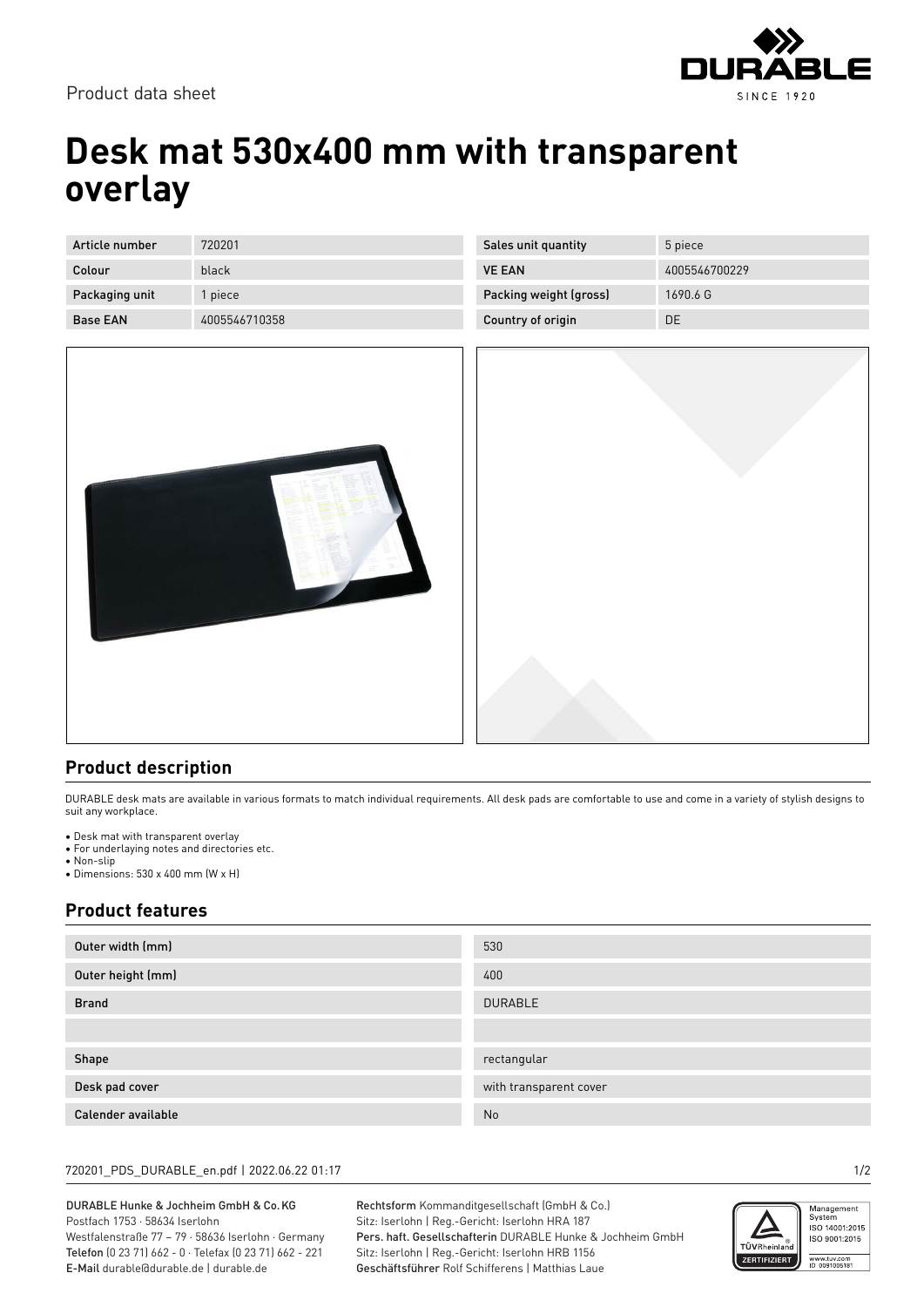Product data sheet

# Desk mat 530x400 mm with transparent overlay

| | | | |
|---|---|---|---|
| Article number | 720201 | Sales unit quantity | 5 piece |
| Colour | black | VE EAN | 4005546700229 |
| Packaging unit | 1 piece | Packing weight (gross) | 1690.6 G |
| Base EAN | 4005546710358 | Country of origin | DE |

## Product description

DURABLE desk mats are available in various formats to match individual requirements. All desk pads are comfortable to use and come in a variety of stylish designs to suit any workplace.

- Desk mat with transparent overlay
- For underlaying notes and directories etc.
- Non-slip
- Dimensions: 530 x 400 mm (W x H)

## Product features

| | |
|---|---|
| Outer width (mm) | 530 |
| Outer height (mm) | 400 |
| Brand | DURABLE |
| | |
| Shape | rectangular |
| Desk pad cover | with transparent cover |
| Calender available | No |

DURABLE Hunke & Jochheim GmbH & Co.KG
Postfach 1753 · 58634 Iserlohn
Westfalenstraße 77 – 79 · 58636 Iserlohn · Germany
Telefon (0 23 71) 662 - 0 · Telefax (0 23 71) 662 - 221
E-Mail durable@durable.de | durable.de

Rechtsform Kommanditgesellschaft (GmbH & Co.)
Sitz: Iserlohn | Reg.-Gericht: Iserlohn HRA 187
Pers. haft. Gesellschafterin DURABLE Hunke & Jochheim GmbH
Sitz: Iserlohn | Reg.-Gericht: Iserlohn HRB 1156
Geschäftsführer Rolf Schifferens | Matthias Laue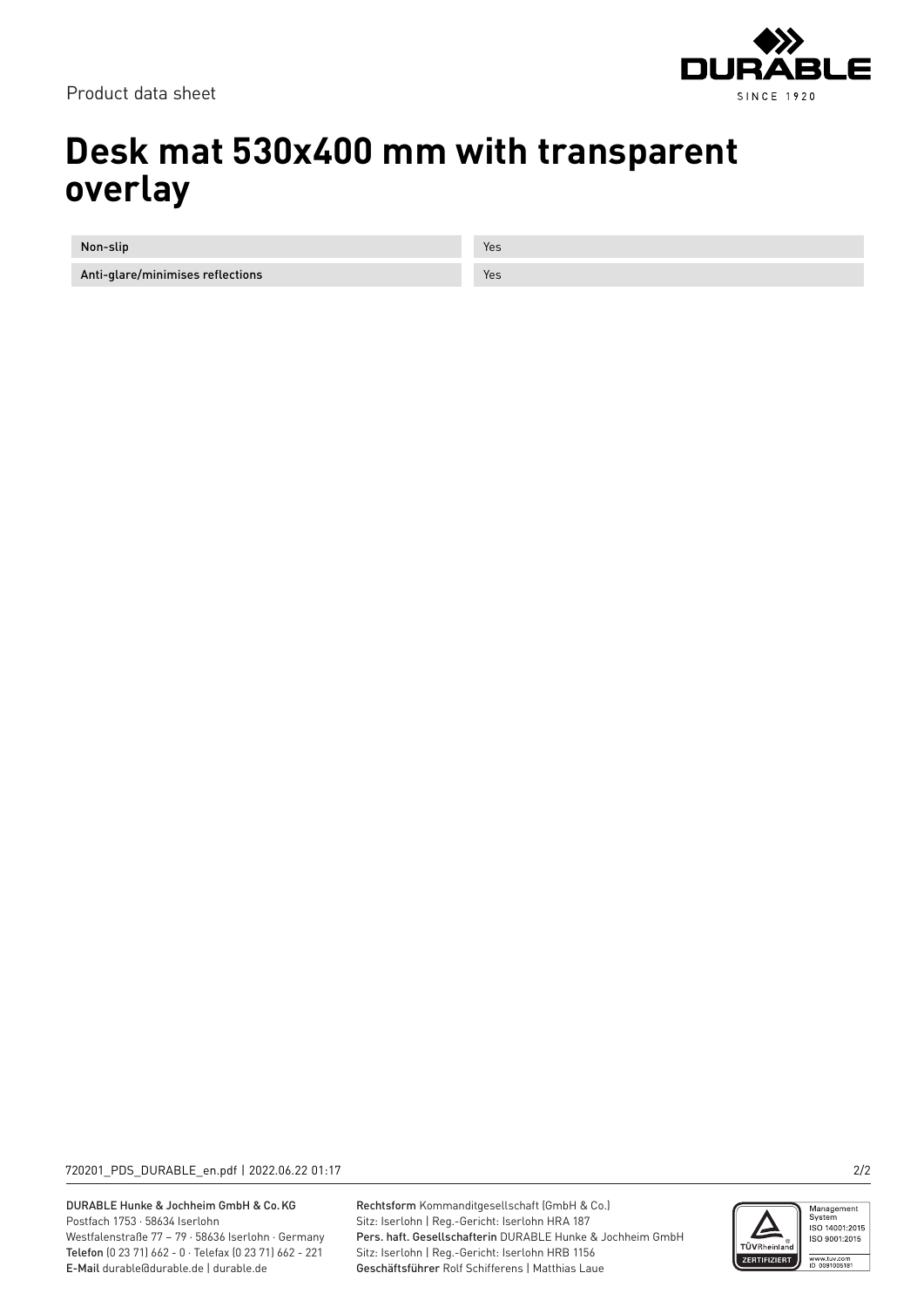# Desk mat 530x400 mm with transparent overlay

| | |
|---|---|
| Non-slip | Yes |
| Anti-glare/minimises reflections | Yes |